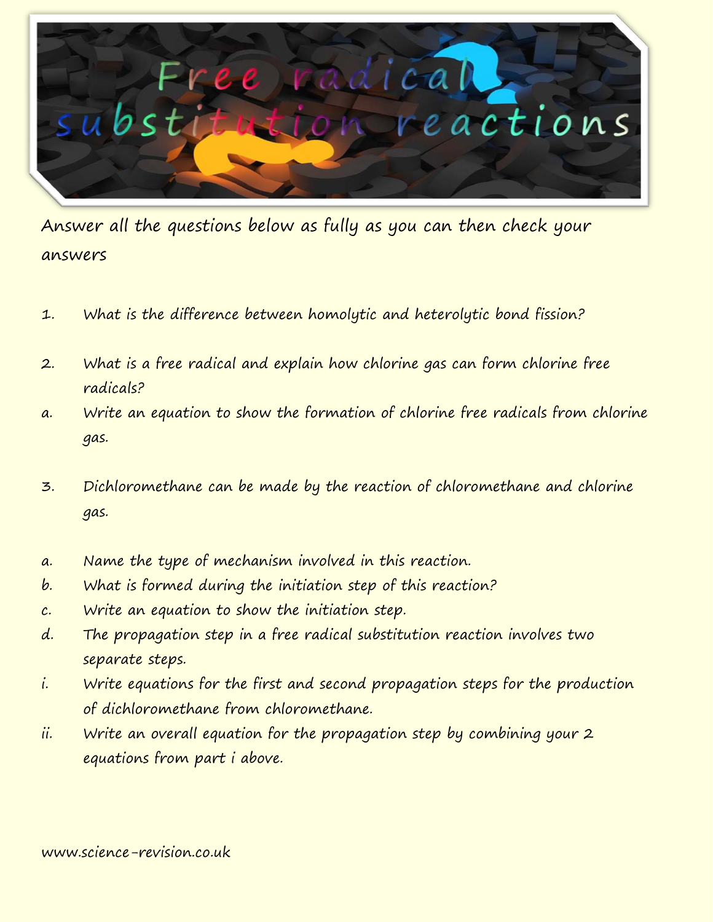# Free radical substitution reactions

Answer all the questions below as fully as you can then check your answers

1. What is the difference between homolytic and heterolytic bond fission?

2. What is a free radical and explain how chlorine gas can form chlorine free radicals?

   a. Write an equation to show the formation of chlorine free radicals from chlorine gas.

3. Dichloromethane can be made by the reaction of chloromethane and chlorine gas.

   a. Name the type of mechanism involved in this reaction.

   b. What is formed during the initiation step of this reaction?

   c. Write an equation to show the initiation step.

   d. The propagation step in a free radical substitution reaction involves two separate steps.

      i. Write equations for the first and second propagation steps for the production of dichloromethane from chloromethane.

      ii. Write an overall equation for the propagation step by combining your 2 equations from part i above.

www.science-revision.co.uk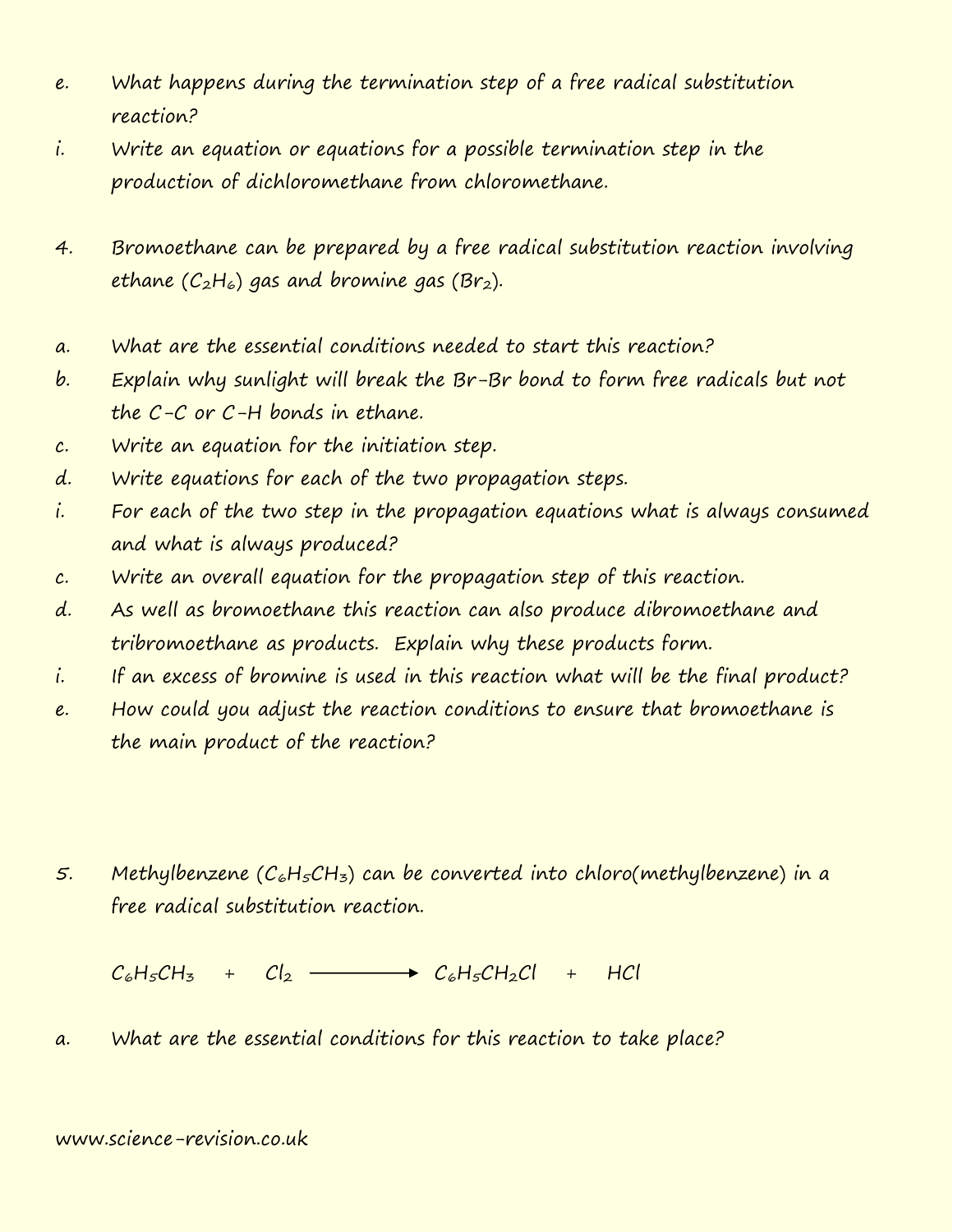e. What happens during the termination step of a free radical substitution reaction?

i. Write an equation or equations for a possible termination step in the production of dichloromethane from chloromethane.

4. Bromoethane can be prepared by a free radical substitution reaction involving ethane ($C_2H_6$) gas and bromine gas ($Br_2$).

a. What are the essential conditions needed to start this reaction?

b. Explain why sunlight will break the Br-Br bond to form free radicals but not the C-C or C-H bonds in ethane.

c. Write an equation for the initiation step.

d. Write equations for each of the two propagation steps.

i. For each of the two step in the propagation equations what is always consumed and what is always produced?

c. Write an overall equation for the propagation step of this reaction.

d. As well as bromoethane this reaction can also produce dibromoethane and tribromoethane as products. Explain why these products form.

i. If an excess of bromine is used in this reaction what will be the final product?

e. How could you adjust the reaction conditions to ensure that bromoethane is the main product of the reaction?

5. Methylbenzene ($C_6H_5CH_3$) can be converted into chloro(methylbenzene) in a free radical substitution reaction.

$$C_6H_5CH_3 \quad + \quad Cl_2 \longrightarrow C_6H_5CH_2Cl \quad + \quad HCl$$

a. What are the essential conditions for this reaction to take place?

www.science-revision.co.uk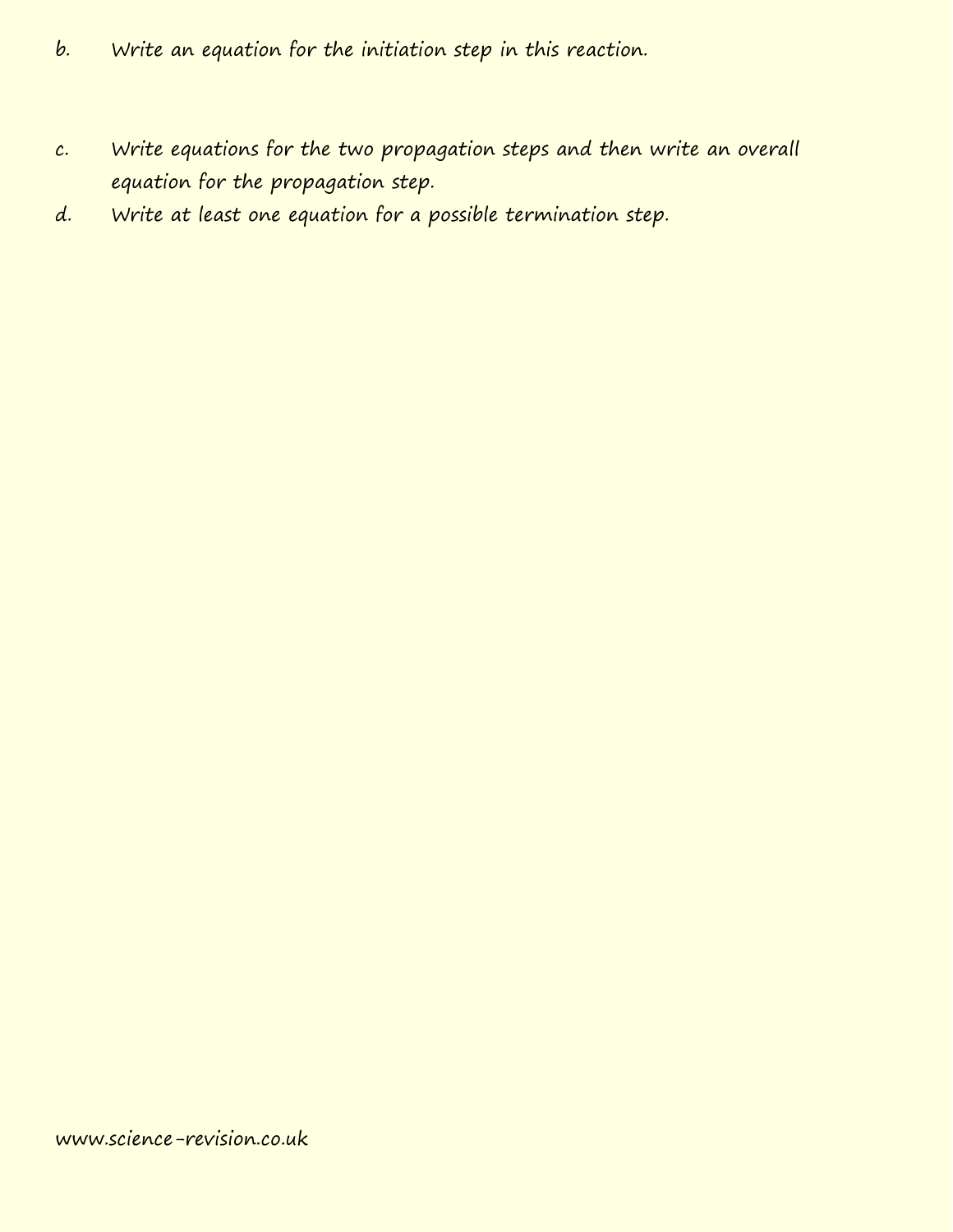b. Write an equation for the initiation step in this reaction.

c. Write equations for the two propagation steps and then write an overall equation for the propagation step.

d. Write at least one equation for a possible termination step.

www.science-revision.co.uk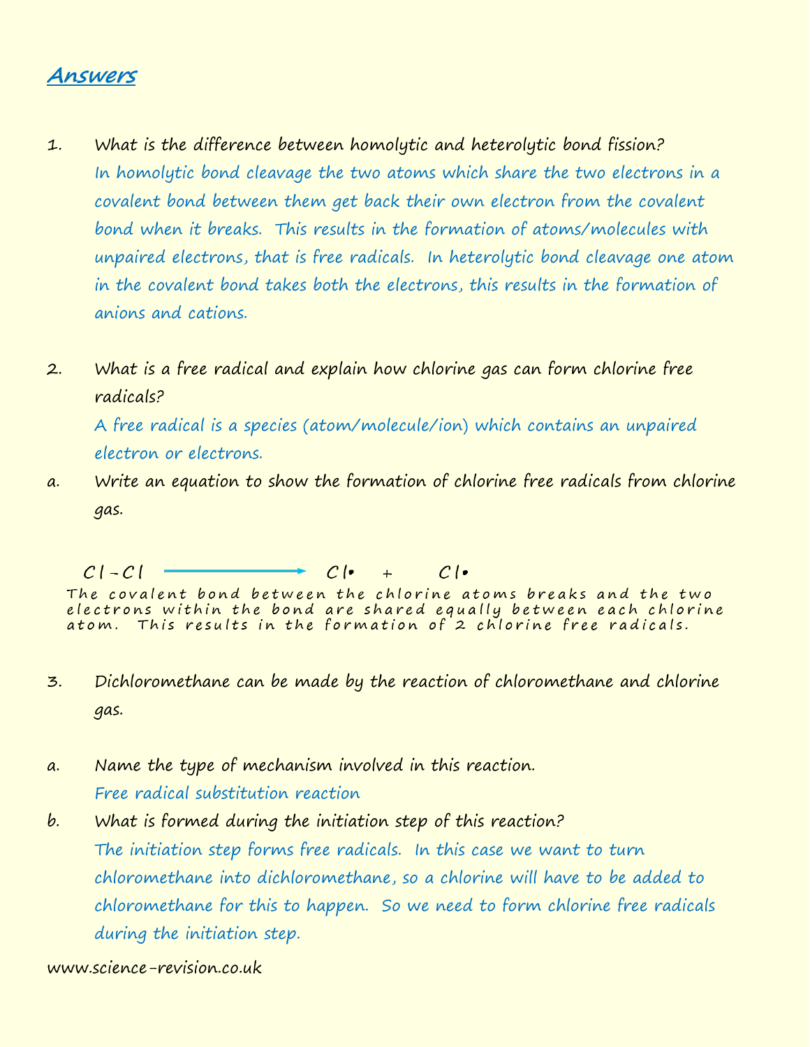## Answers

1. What is the difference between homolytic and heterolytic bond fission?

   In homolytic bond cleavage the two atoms which share the two electrons in a covalent bond between them get back their own electron from the covalent bond when it breaks. This results in the formation of atoms/molecules with unpaired electrons, that is free radicals. In heterolytic bond cleavage one atom in the covalent bond takes both the electrons, this results in the formation of anions and cations.

2. What is a free radical and explain how chlorine gas can form chlorine free radicals?

   A free radical is a species (atom/molecule/ion) which contains an unpaired electron or electrons.

a. Write an equation to show the formation of chlorine free radicals from chlorine gas.

$$Cl{-}Cl \longrightarrow Cl\bullet \quad + \quad Cl\bullet$$

The covalent bond between the chlorine atoms breaks and the two electrons within the bond are shared equally between each chlorine atom. This results in the formation of 2 chlorine free radicals.

3. Dichloromethane can be made by the reaction of chloromethane and chlorine gas.

a. Name the type of mechanism involved in this reaction.

   Free radical substitution reaction

b. What is formed during the initiation step of this reaction?

   The initiation step forms free radicals. In this case we want to turn chloromethane into dichloromethane, so a chlorine will have to be added to chloromethane for this to happen. So we need to form chlorine free radicals during the initiation step.

www.science-revision.co.uk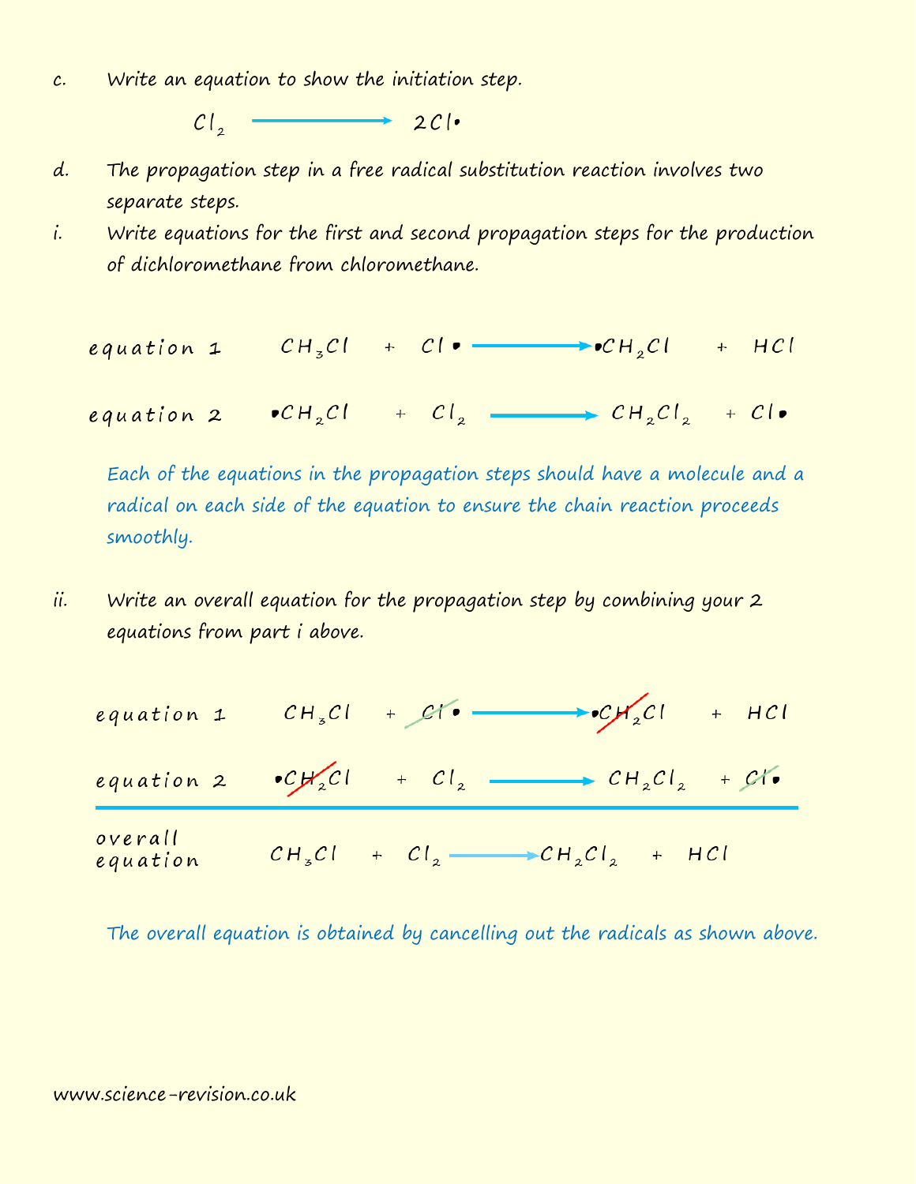c. Write an equation to show the initiation step.

$$Cl_2 \longrightarrow 2Cl\bullet$$

d. The propagation step in a free radical substitution reaction involves two separate steps.

i. Write equations for the first and second propagation steps for the production of dichloromethane from chloromethane.

equation 1 $\quad CH_3Cl + Cl\bullet \longrightarrow \bullet CH_2Cl + HCl$

equation 2 $\quad \bullet CH_2Cl + Cl_2 \longrightarrow CH_2Cl_2 + Cl\bullet$

Each of the equations in the propagation steps should have a molecule and a radical on each side of the equation to ensure the chain reaction proceeds smoothly.

ii. Write an overall equation for the propagation step by combining your 2 equations from part i above.

equation 1 $\quad CH_3Cl + \cancel{Cl}\bullet \longrightarrow \bullet \cancel{CH_2}Cl + HCl$

equation 2 $\quad \bullet \cancel{CH_2}Cl + Cl_2 \longrightarrow CH_2Cl_2 + \cancel{Cl}\bullet$

overall equation $\quad CH_3Cl + Cl_2 \longrightarrow CH_2Cl_2 + HCl$

The overall equation is obtained by cancelling out the radicals as shown above.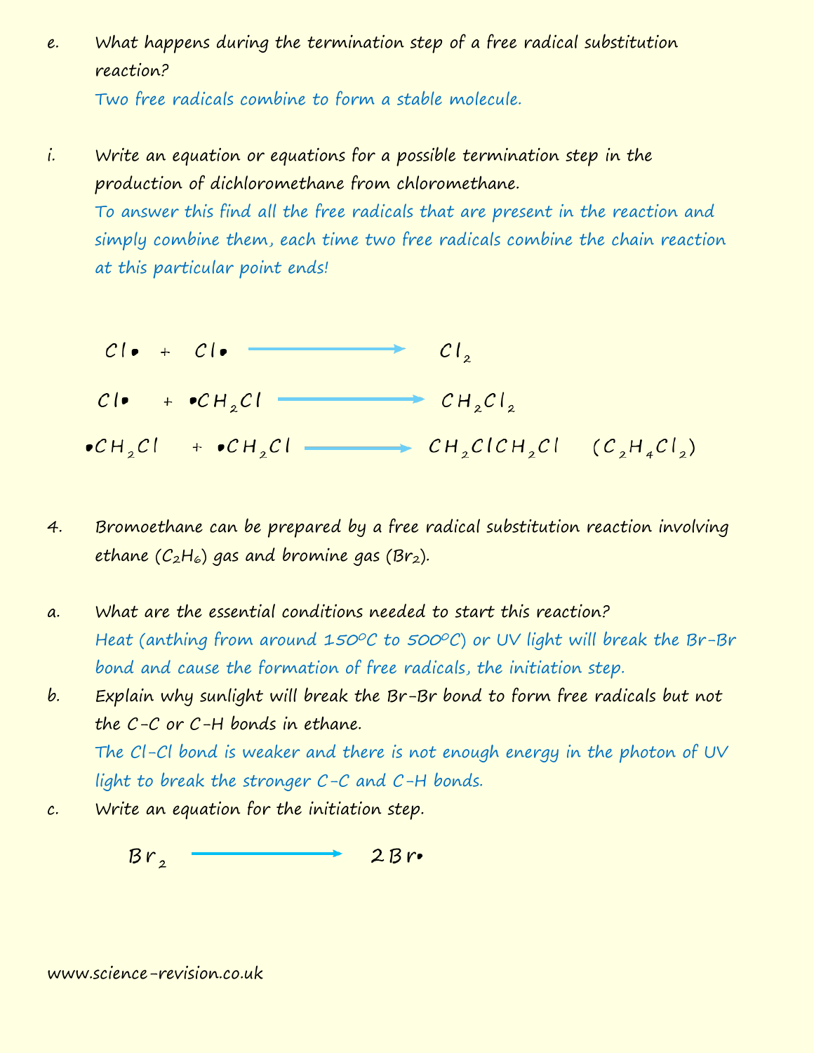e. What happens during the termination step of a free radical substitution reaction?

Two free radicals combine to form a stable molecule.

i. Write an equation or equations for a possible termination step in the production of dichloromethane from chloromethane.

To answer this find all the free radicals that are present in the reaction and simply combine them, each time two free radicals combine the chain reaction at this particular point ends!

$$Cl\bullet + Cl\bullet \longrightarrow Cl_2$$

$$Cl\bullet + \bullet CH_2Cl \longrightarrow CH_2Cl_2$$

$$\bullet CH_2Cl + \bullet CH_2Cl \longrightarrow CH_2ClCH_2Cl \quad (C_2H_4Cl_2)$$

4. Bromoethane can be prepared by a free radical substitution reaction involving ethane ($C_2H_6$) gas and bromine gas ($Br_2$).

a. What are the essential conditions needed to start this reaction?

Heat (anthing from around 150°C to 500°C) or UV light will break the Br-Br bond and cause the formation of free radicals, the initiation step.

b. Explain why sunlight will break the Br-Br bond to form free radicals but not the C-C or C-H bonds in ethane.

The Cl-Cl bond is weaker and there is not enough energy in the photon of UV light to break the stronger C-C and C-H bonds.

c. Write an equation for the initiation step.

$$Br_2 \longrightarrow 2Br\bullet$$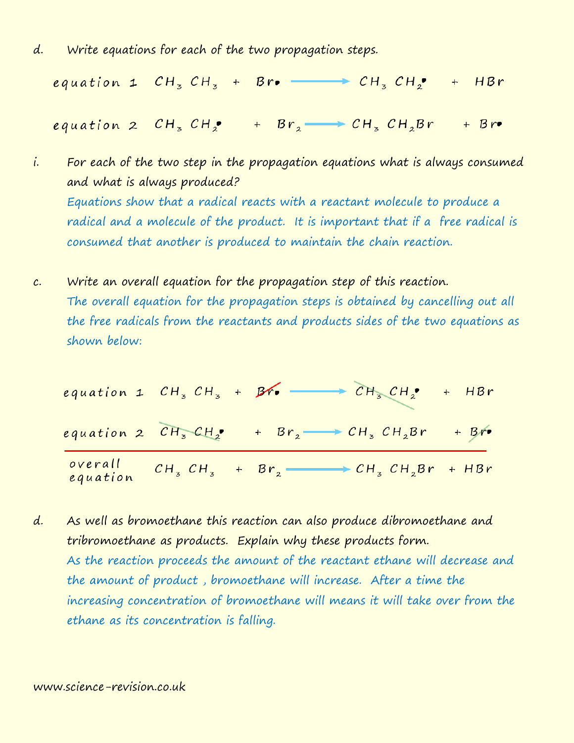d. Write equations for each of the two propagation steps.

$$\text{equation 1} \quad CH_3CH_3 + Br\bullet \longrightarrow CH_3CH_2\bullet + HBr$$

$$\text{equation 2} \quad CH_3CH_2\bullet + Br_2 \longrightarrow CH_3CH_2Br + Br\bullet$$

i. For each of the two step in the propagation equations what is always consumed and what is always produced?

Equations show that a radical reacts with a reactant molecule to produce a radical and a molecule of the product. It is important that if a free radical is consumed that another is produced to maintain the chain reaction.

c. Write an overall equation for the propagation step of this reaction.

The overall equation for the propagation steps is obtained by cancelling out all the free radicals from the reactants and products sides of the two equations as shown below:

$$\text{equation 1} \quad CH_3CH_3 + \cancel{Br\bullet} \longrightarrow \cancel{CH_3CH_2\bullet} + HBr$$

$$\text{equation 2} \quad \cancel{CH_3CH_2\bullet} + Br_2 \longrightarrow CH_3CH_2Br + \cancel{Br\bullet}$$

$$\text{overall equation} \quad CH_3CH_3 + Br_2 \longrightarrow CH_3CH_2Br + HBr$$

d. As well as bromoethane this reaction can also produce dibromoethane and tribromoethane as products. Explain why these products form.

As the reaction proceeds the amount of the reactant ethane will decrease and the amount of product , bromoethane will increase. After a time the increasing concentration of bromoethane will means it will take over from the ethane as its concentration is falling.

www.science-revision.co.uk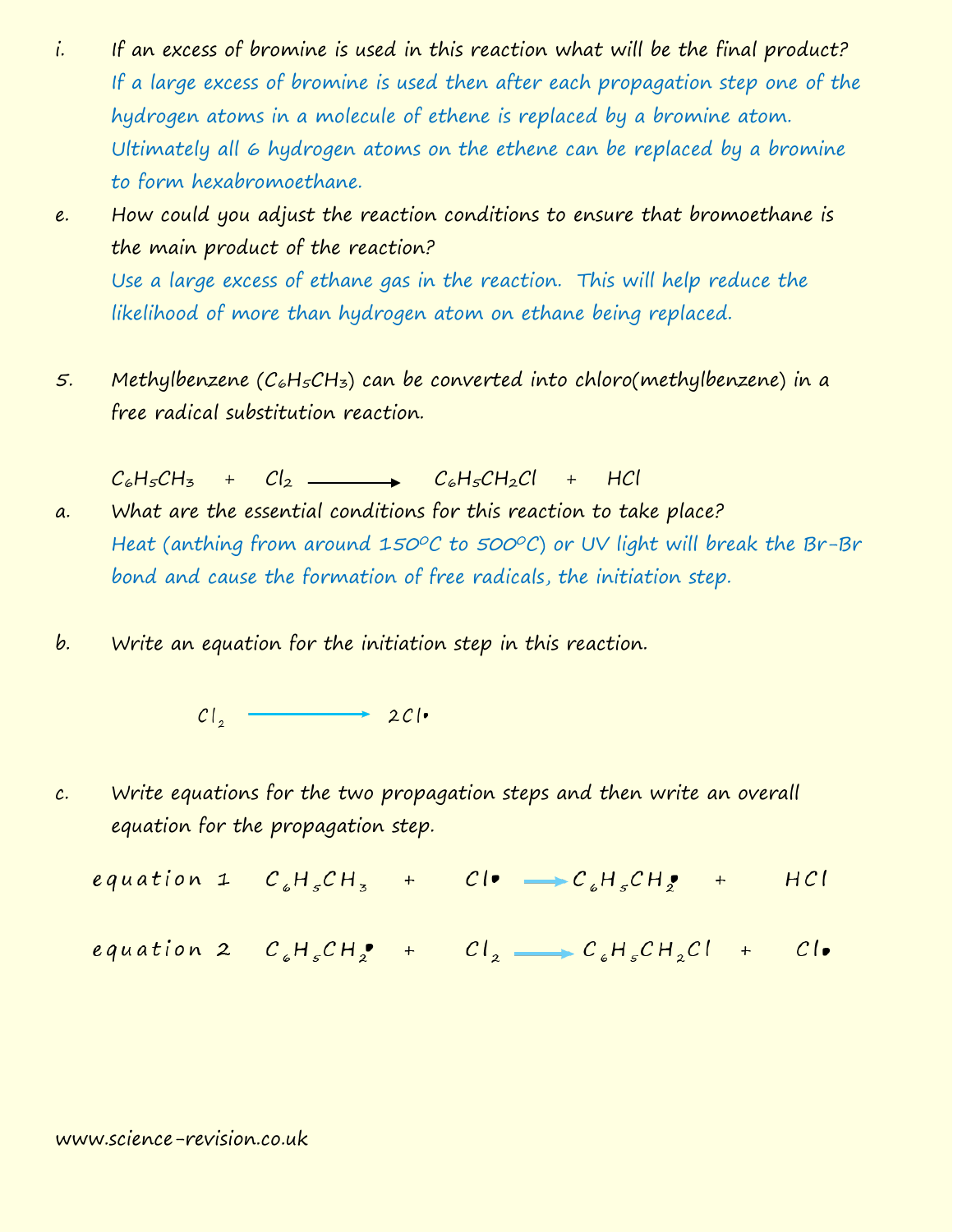i. If an excess of bromine is used in this reaction what will be the final product?

If a large excess of bromine is used then after each propagation step one of the hydrogen atoms in a molecule of ethene is replaced by a bromine atom. Ultimately all 6 hydrogen atoms on the ethene can be replaced by a bromine to form hexabromoethane.

e. How could you adjust the reaction conditions to ensure that bromoethane is the main product of the reaction?

Use a large excess of ethane gas in the reaction. This will help reduce the likelihood of more than hydrogen atom on ethane being replaced.

5. Methylbenzene ($C_6H_5CH_3$) can be converted into chloro(methylbenzene) in a free radical substitution reaction.

$$C_6H_5CH_3 + Cl_2 \longrightarrow C_6H_5CH_2Cl + HCl$$

a. What are the essential conditions for this reaction to take place?

Heat (anthing from around 150°C to 500°C) or UV light will break the Br-Br bond and cause the formation of free radicals, the initiation step.

b. Write an equation for the initiation step in this reaction.

$$Cl_2 \longrightarrow 2Cl\bullet$$

c. Write equations for the two propagation steps and then write an overall equation for the propagation step.

equation 1 $C_6H_5CH_3 + Cl\bullet \longrightarrow C_6H_5CH_2\bullet + HCl$

equation 2 $C_6H_5CH_2\bullet + Cl_2 \longrightarrow C_6H_5CH_2Cl + Cl\bullet$

www.science-revision.co.uk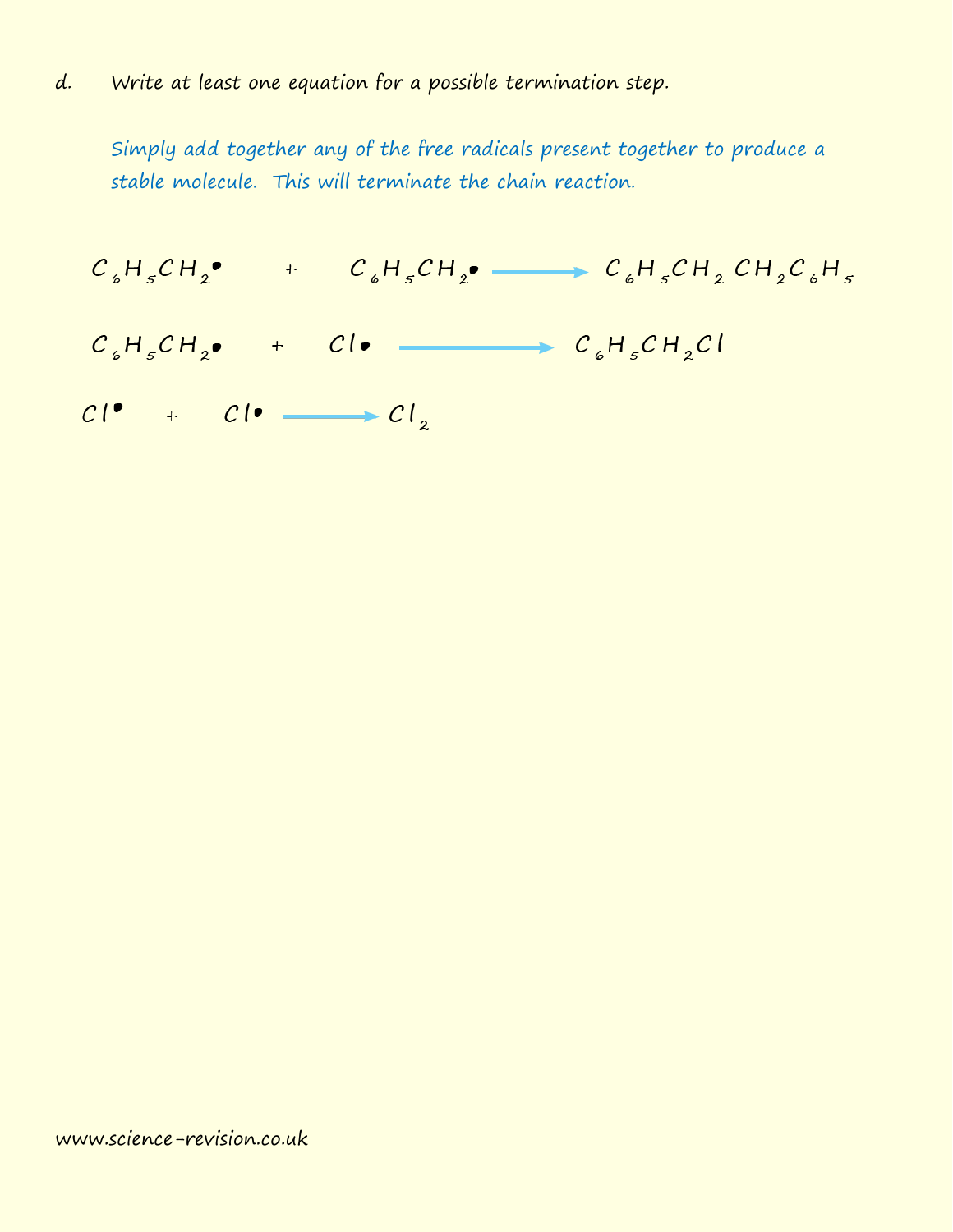d. Write at least one equation for a possible termination step.

Simply add together any of the free radicals present together to produce a stable molecule. This will terminate the chain reaction.

$$C_6H_5CH_2\bullet + C_6H_5CH_2\bullet \rightarrow C_6H_5CH_2CH_2C_6H_5$$

$$C_6H_5CH_2\bullet + Cl\bullet \rightarrow C_6H_5CH_2Cl$$

$$Cl\bullet + Cl\bullet \rightarrow Cl_2$$

www.science-revision.co.uk